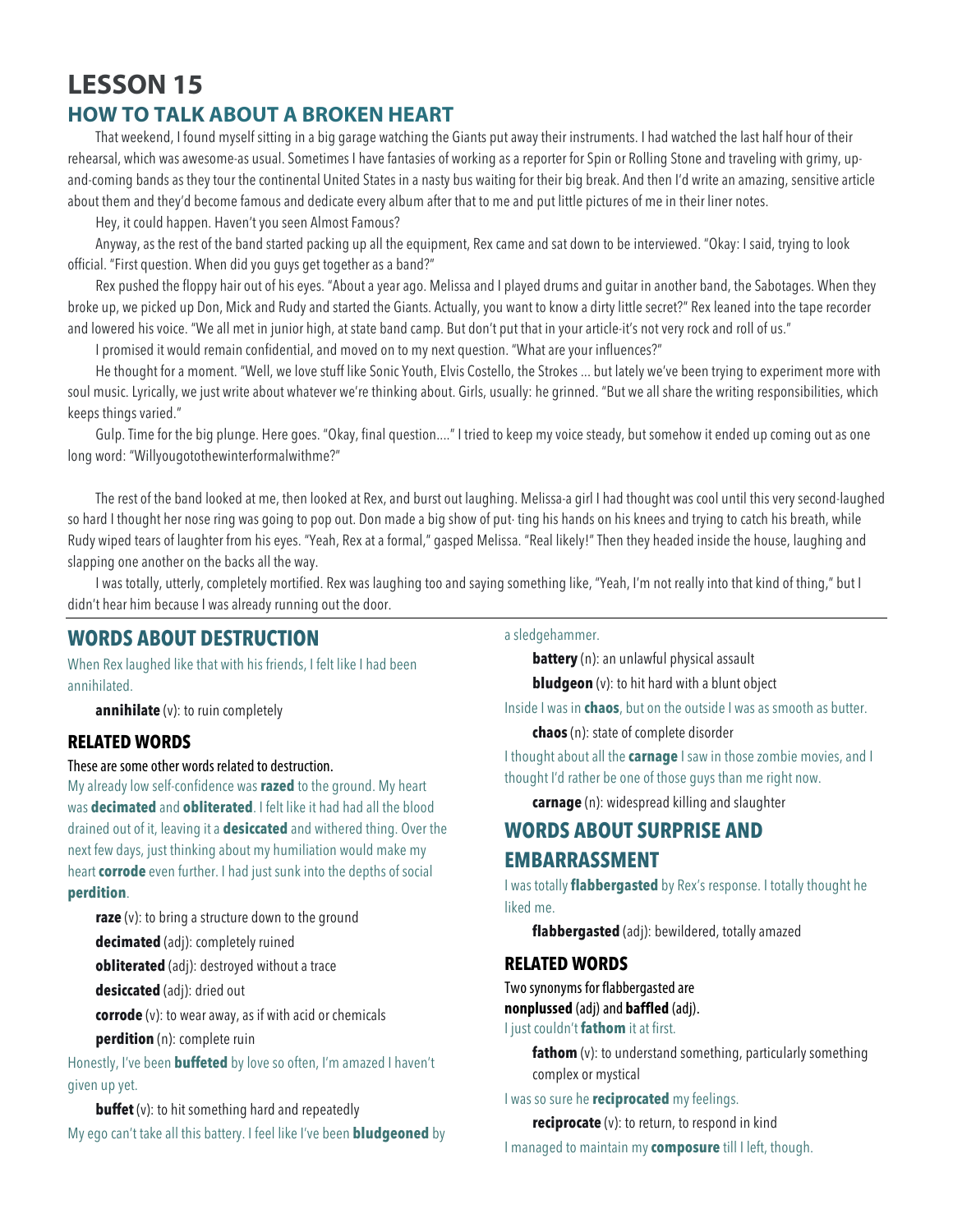# LESSON 15

## HOW TO TALK ABOUT A BROKEN HEART

That weekend, I found myself sitting in a big garage watching the Giants put away their instruments. I had watched the last half hour of their rehearsal, which was awesome-as usual. Sometimes I have fantasies of working as a reporter for Spin or Rolling Stone and traveling with grimy, up-and-coming bands as they tour the continental United States in a nasty bus waiting for their big break. And then I'd write an amazing, sensitive article about them and they'd become famous and dedicate every album after that to me and put little pictures of me in their liner notes.

Hey, it could happen. Haven't you seen Almost Famous?

Anyway, as the rest of the band started packing up all the equipment, Rex came and sat down to be interviewed. "Okay: I said, trying to look official. "First question. When did you guys get together as a band?"

Rex pushed the floppy hair out of his eyes. "About a year ago. Melissa and I played drums and guitar in another band, the Sabotages. When they broke up, we picked up Don, Mick and Rudy and started the Giants. Actually, you want to know a dirty little secret?" Rex leaned into the tape recorder and lowered his voice. "We all met in junior high, at state band camp. But don't put that in your article-it's not very rock and roll of us."

I promised it would remain confidential, and moved on to my next question. "What are your influences?"

He thought for a moment. "Well, we love stuff like Sonic Youth, Elvis Costello, the Strokes ... but lately we've been trying to experiment more with soul music. Lyrically, we just write about whatever we're thinking about. Girls, usually: he grinned. "But we all share the writing responsibilities, which keeps things varied."

Gulp. Time for the big plunge. Here goes. "Okay, final question...." I tried to keep my voice steady, but somehow it ended up coming out as one long word: "Willyougotothewinterformalwithme?"

The rest of the band looked at me, then looked at Rex, and burst out laughing. Melissa-a girl I had thought was cool until this very second-laughed so hard I thought her nose ring was going to pop out. Don made a big show of put· ting his hands on his knees and trying to catch his breath, while Rudy wiped tears of laughter from his eyes. "Yeah, Rex at a formal," gasped Melissa. "Real likely!" Then they headed inside the house, laughing and slapping one another on the backs all the way.

I was totally, utterly, completely mortified. Rex was laughing too and saying something like, "Yeah, I'm not really into that kind of thing," but I didn't hear him because I was already running out the door.

---

## WORDS ABOUT DESTRUCTION

When Rex laughed like that with his friends, I felt like I had been annihilated.

**annihilate** (v): to ruin completely

### RELATED WORDS

These are some other words related to destruction.

My already low self-confidence was **razed** to the ground. My heart was **decimated** and **obliterated**. I felt like it had had all the blood drained out of it, leaving it a **desiccated** and withered thing. Over the next few days, just thinking about my humiliation would make my heart **corrode** even further. I had just sunk into the depths of social **perdition**.

**raze** (v): to bring a structure down to the ground

**decimated** (adj): completely ruined

**obliterated** (adj): destroyed without a trace

**desiccated** (adj): dried out

**corrode** (v): to wear away, as if with acid or chemicals

**perdition** (n): complete ruin

Honestly, I've been **buffeted** by love so often, I'm amazed I haven't given up yet.

**buffet** (v): to hit something hard and repeatedly

My ego can't take all this battery. I feel like I've been **bludgeoned** by a sledgehammer.

**battery** (n): an unlawful physical assault

**bludgeon** (v): to hit hard with a blunt object

Inside I was in **chaos**, but on the outside I was as smooth as butter.

**chaos** (n): state of complete disorder

I thought about all the **carnage** I saw in those zombie movies, and I thought I'd rather be one of those guys than me right now.

**carnage** (n): widespread killing and slaughter

## WORDS ABOUT SURPRISE AND EMBARRASSMENT

I was totally **flabbergasted** by Rex's response. I totally thought he liked me.

**flabbergasted** (adj): bewildered, totally amazed

### RELATED WORDS

Two synonyms for flabbergasted are **nonplussed** (adj) and **baffled** (adj).

I just couldn't **fathom** it at first.

**fathom** (v): to understand something, particularly something complex or mystical

I was so sure he **reciprocated** my feelings.

**reciprocate** (v): to return, to respond in kind

I managed to maintain my **composure** till I left, though.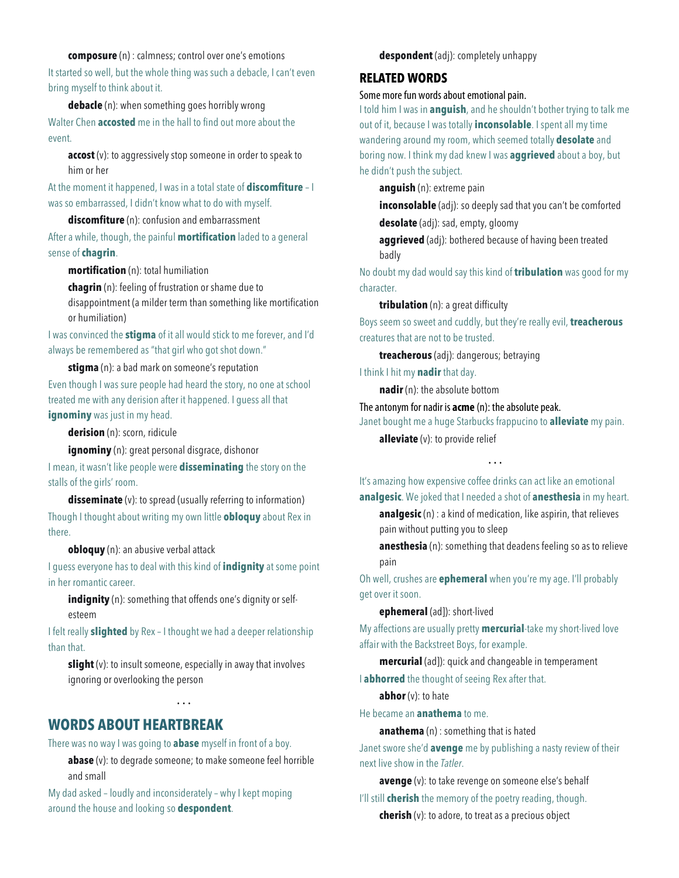**composure** (n) : calmness; control over one's emotions

It started so well, but the whole thing was such a debacle, I can't even bring myself to think about it.

**debacle** (n): when something goes horribly wrong

Walter Chen **accosted** me in the hall to find out more about the event.

**accost** (v): to aggressively stop someone in order to speak to him or her

At the moment it happened, I was in a total state of **discomfiture** – I was so embarrassed, I didn't know what to do with myself.

**discomfiture** (n): confusion and embarrassment

After a while, though, the painful **mortification** laded to a general sense of **chagrin**.

**mortification** (n): total humiliation

**chagrin** (n): feeling of frustration or shame due to disappointment (a milder term than something like mortification or humiliation)

I was convinced the **stigma** of it all would stick to me forever, and I'd always be remembered as "that girl who got shot down."

**stigma** (n): a bad mark on someone's reputation

Even though I was sure people had heard the story, no one at school treated me with any derision after it happened. I guess all that **ignominy** was just in my head.

**derision** (n): scorn, ridicule

**ignominy** (n): great personal disgrace, dishonor

I mean, it wasn't like people were **disseminating** the story on the stalls of the girls' room.

**disseminate** (v): to spread (usually referring to information)

Though I thought about writing my own little **obloquy** about Rex in there.

**obloquy** (n): an abusive verbal attack

I guess everyone has to deal with this kind of **indignity** at some point in her romantic career.

**indignity** (n): something that offends one's dignity or self-esteem

I felt really **slighted** by Rex – I thought we had a deeper relationship than that.

**slight** (v): to insult someone, especially in away that involves ignoring or overlooking the person

. . .

## WORDS ABOUT HEARTBREAK

There was no way I was going to **abase** myself in front of a boy.

**abase** (v): to degrade someone; to make someone feel horrible and small

My dad asked – loudly and inconsiderately – why I kept moping around the house and looking so **despondent**.

**despondent** (adj): completely unhappy

### RELATED WORDS

Some more fun words about emotional pain.

I told him I was in **anguish**, and he shouldn't bother trying to talk me out of it, because I was totally **inconsolable**. I spent all my time wandering around my room, which seemed totally **desolate** and boring now. I think my dad knew I was **aggrieved** about a boy, but he didn't push the subject.

**anguish** (n): extreme pain

**inconsolable** (adj): so deeply sad that you can't be comforted

**desolate** (adj): sad, empty, gloomy

**aggrieved** (adj): bothered because of having been treated badly

No doubt my dad would say this kind of **tribulation** was good for my character.

**tribulation** (n): a great difficulty

Boys seem so sweet and cuddly, but they're really evil, **treacherous** creatures that are not to be trusted.

**treacherous** (adj): dangerous; betraying

I think I hit my **nadir** that day.

**nadir** (n): the absolute bottom

The antonym for nadir is **acme** (n): the absolute peak.

Janet bought me a huge Starbucks frappucino to **alleviate** my pain.

**alleviate** (v): to provide relief

. . .

It's amazing how expensive coffee drinks can act like an emotional **analgesic**. We joked that I needed a shot of **anesthesia** in my heart.

**analgesic** (n) : a kind of medication, like aspirin, that relieves pain without putting you to sleep

**anesthesia** (n): something that deadens feeling so as to relieve pain

Oh well, crushes are **ephemeral** when you're my age. I'll probably get over it soon.

**ephemeral** (ad]): short-lived

My affections are usually pretty **mercurial**-take my short-lived love affair with the Backstreet Boys, for example.

**mercurial** (ad]): quick and changeable in temperament

I **abhorred** the thought of seeing Rex after that.

**abhor** (v): to hate

He became an **anathema** to me.

**anathema** (n) : something that is hated

Janet swore she'd **avenge** me by publishing a nasty review of their next live show in the *Tatler*.

**avenge** (v): to take revenge on someone else's behalf

I'll still **cherish** the memory of the poetry reading, though.

**cherish** (v): to adore, to treat as a precious object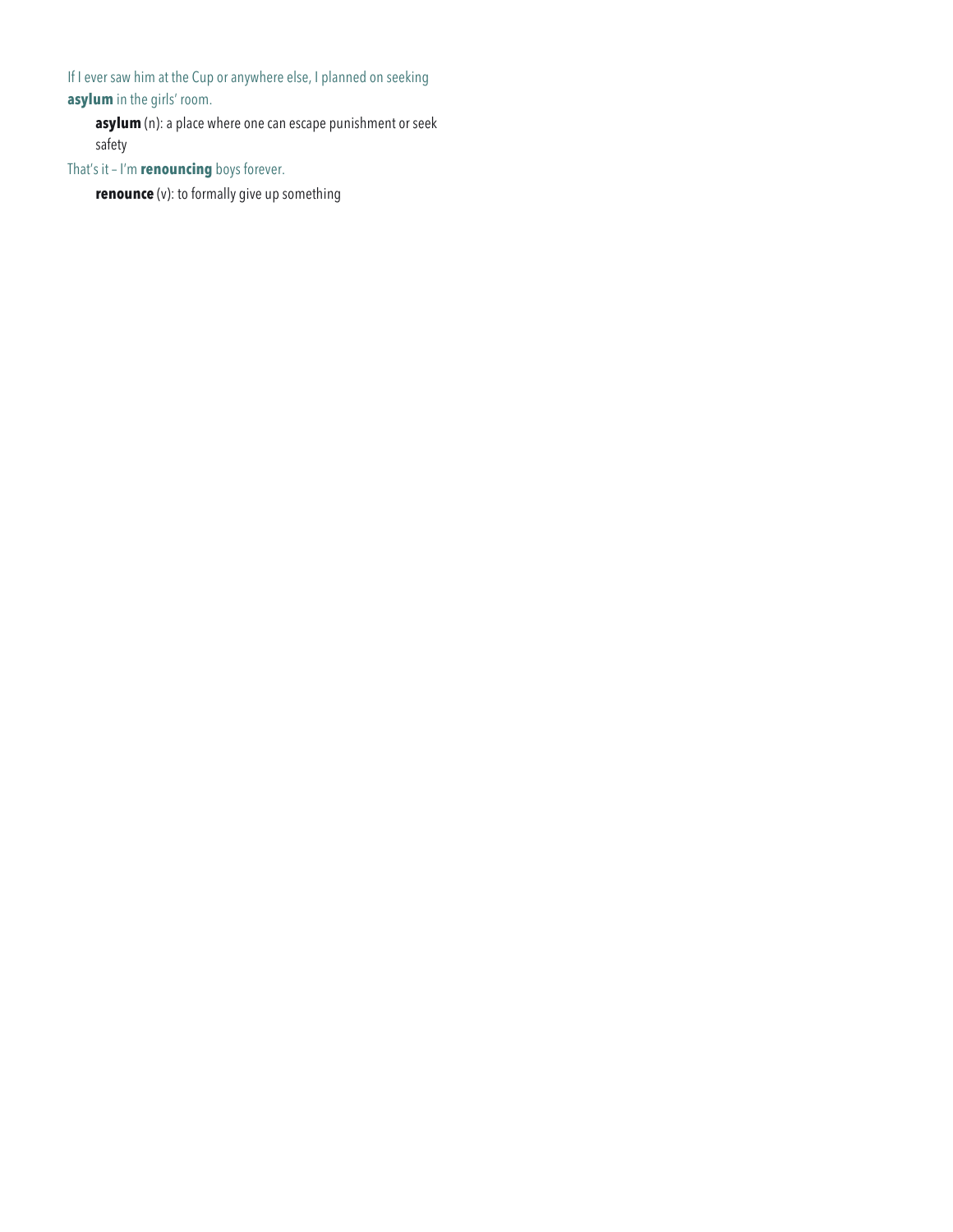If I ever saw him at the Cup or anywhere else, I planned on seeking **asylum** in the girls' room.

> **asylum** (n): a place where one can escape punishment or seek safety

That's it – I'm **renouncing** boys forever.

> **renounce** (v): to formally give up something